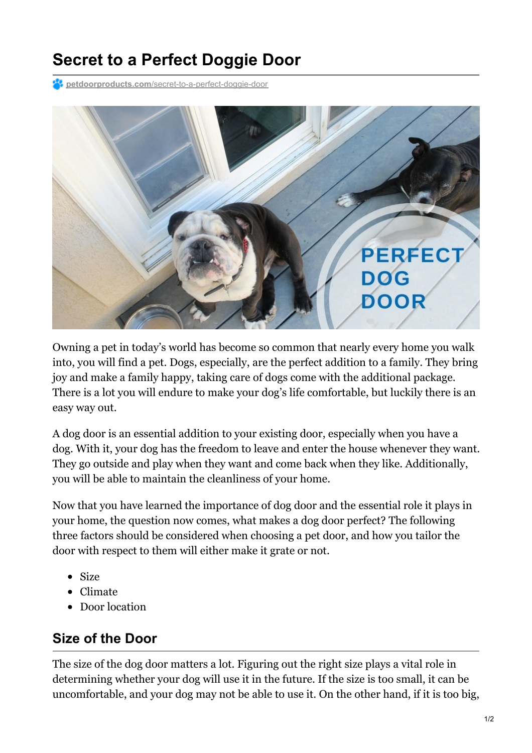# Secret to a Perfect Doggie Door

petdoorproducts.com/secret-to-a-perfect-doggie-door

Owning a pet in today's world has become so common that nearly every home you walk into, you will find a pet. Dogs, especially, are the perfect addition to a family. They bring joy and make a family happy, taking care of dogs come with the additional package. There is a lot you will endure to make your dog's life comfortable, but luckily there is an easy way out.

A dog door is an essential addition to your existing door, especially when you have a dog. With it, your dog has the freedom to leave and enter the house whenever they want. They go outside and play when they want and come back when they like. Additionally, you will be able to maintain the cleanliness of your home.

Now that you have learned the importance of dog door and the essential role it plays in your home, the question now comes, what makes a dog door perfect? The following three factors should be considered when choosing a pet door, and how you tailor the door with respect to them will either make it grate or not.

- Size
- Climate
- Door location

## Size of the Door

The size of the dog door matters a lot. Figuring out the right size plays a vital role in determining whether your dog will use it in the future. If the size is too small, it can be uncomfortable, and your dog may not be able to use it. On the other hand, if it is too big,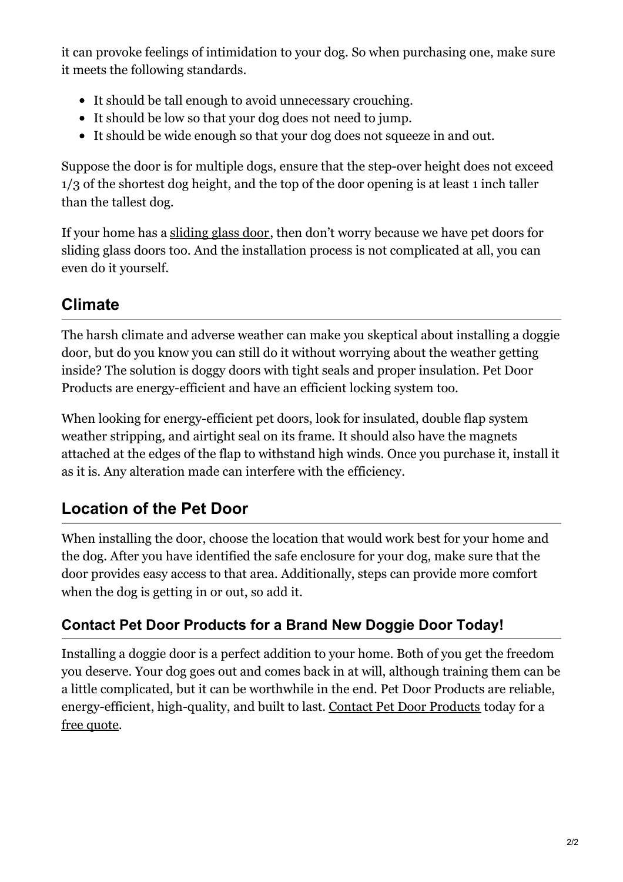it can provoke feelings of intimidation to your dog. So when purchasing one, make sure it meets the following standards.

- It should be tall enough to avoid unnecessary crouching.
- It should be low so that your dog does not need to jump.
- It should be wide enough so that your dog does not squeeze in and out.

Suppose the door is for multiple dogs, ensure that the step-over height does not exceed 1/3 of the shortest dog height, and the top of the door opening is at least 1 inch taller than the tallest dog.

If your home has a sliding glass door, then don't worry because we have pet doors for sliding glass doors too. And the installation process is not complicated at all, you can even do it yourself.

## Climate

The harsh climate and adverse weather can make you skeptical about installing a doggie door, but do you know you can still do it without worrying about the weather getting inside? The solution is doggy doors with tight seals and proper insulation. Pet Door Products are energy-efficient and have an efficient locking system too.

When looking for energy-efficient pet doors, look for insulated, double flap system weather stripping, and airtight seal on its frame. It should also have the magnets attached at the edges of the flap to withstand high winds. Once you purchase it, install it as it is. Any alteration made can interfere with the efficiency.

## Location of the Pet Door

When installing the door, choose the location that would work best for your home and the dog. After you have identified the safe enclosure for your dog, make sure that the door provides easy access to that area. Additionally, steps can provide more comfort when the dog is getting in or out, so add it.

### Contact Pet Door Products for a Brand New Doggie Door Today!

Installing a doggie door is a perfect addition to your home. Both of you get the freedom you deserve. Your dog goes out and comes back in at will, although training them can be a little complicated, but it can be worthwhile in the end. Pet Door Products are reliable, energy-efficient, high-quality, and built to last. Contact Pet Door Products today for a free quote.